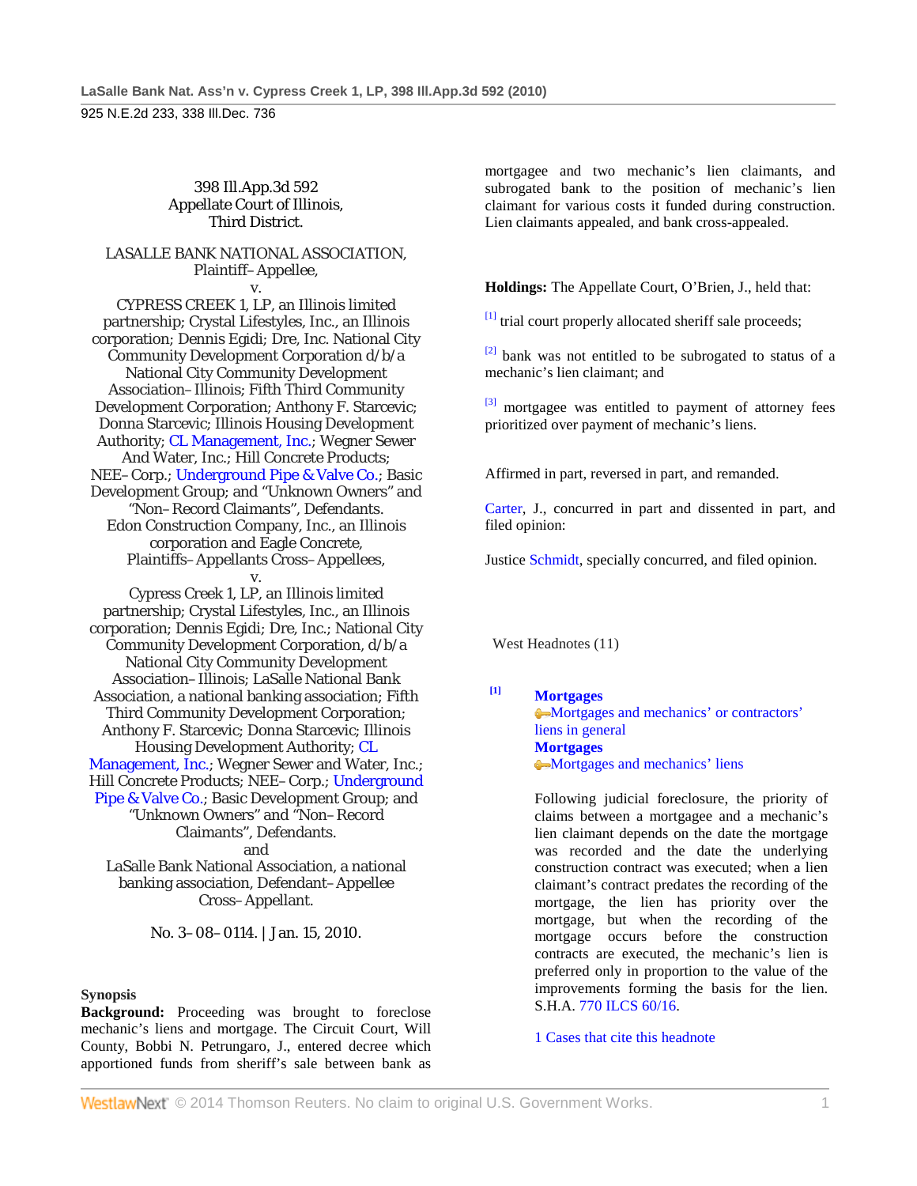398 Ill.App.3d 592
Appellate Court of Illinois,
Third District.

LASALLE BANK NATIONAL ASSOCIATION, Plaintiff–Appellee,
v.
CYPRESS CREEK 1, LP, an Illinois limited partnership; Crystal Lifestyles, Inc., an Illinois corporation; Dennis Egidi; Dre, Inc. National City Community Development Corporation d/b/a National City Community Development Association–Illinois; Fifth Third Community Development Corporation; Anthony F. Starcevic; Donna Starcevic; Illinois Housing Development Authority; CL Management, Inc.; Wegner Sewer And Water, Inc.; Hill Concrete Products; NEE–Corp.; Underground Pipe & Valve Co.; Basic Development Group; and "Unknown Owners" and "Non–Record Claimants", Defendants.
Edon Construction Company, Inc., an Illinois corporation and Eagle Concrete, Plaintiffs–Appellants Cross–Appellees,
v.
Cypress Creek 1, LP, an Illinois limited partnership; Crystal Lifestyles, Inc., an Illinois corporation; Dennis Egidi; Dre, Inc.; National City Community Development Corporation, d/b/a National City Community Development Association–Illinois; LaSalle National Bank Association, a national banking association; Fifth Third Community Development Corporation; Anthony F. Starcevic; Donna Starcevic; Illinois Housing Development Authority; CL Management, Inc.; Wegner Sewer and Water, Inc.; Hill Concrete Products; NEE–Corp.; Underground Pipe & Valve Co.; Basic Development Group; and "Unknown Owners" and "Non–Record Claimants", Defendants.
and
LaSalle Bank National Association, a national banking association, Defendant–Appellee Cross–Appellant.

No. 3–08–0114. | Jan. 15, 2010.

**Synopsis**

**Background:** Proceeding was brought to foreclose mechanic's liens and mortgage. The Circuit Court, Will County, Bobbi N. Petrungaro, J., entered decree which apportioned funds from sheriff's sale between bank as mortgagee and two mechanic's lien claimants, and subrogated bank to the position of mechanic's lien claimant for various costs it funded during construction. Lien claimants appealed, and bank cross-appealed.

**Holdings:** The Appellate Court, O'Brien, J., held that:

[1] trial court properly allocated sheriff sale proceeds;

[2] bank was not entitled to be subrogated to status of a mechanic's lien claimant; and

[3] mortgagee was entitled to payment of attorney fees prioritized over payment of mechanic's liens.

Affirmed in part, reversed in part, and remanded.

Carter, J., concurred in part and dissented in part, and filed opinion:

Justice Schmidt, specially concurred, and filed opinion.

West Headnotes (11)

[1] **Mortgages**
Mortgages and mechanics' or contractors' liens in general
**Mortgages**
Mortgages and mechanics' liens

Following judicial foreclosure, the priority of claims between a mortgagee and a mechanic's lien claimant depends on the date the mortgage was recorded and the date the underlying construction contract was executed; when a lien claimant's contract predates the recording of the mortgage, the lien has priority over the mortgage, but when the recording of the mortgage occurs before the construction contracts are executed, the mechanic's lien is preferred only in proportion to the value of the improvements forming the basis for the lien. S.H.A. 770 ILCS 60/16.

1 Cases that cite this headnote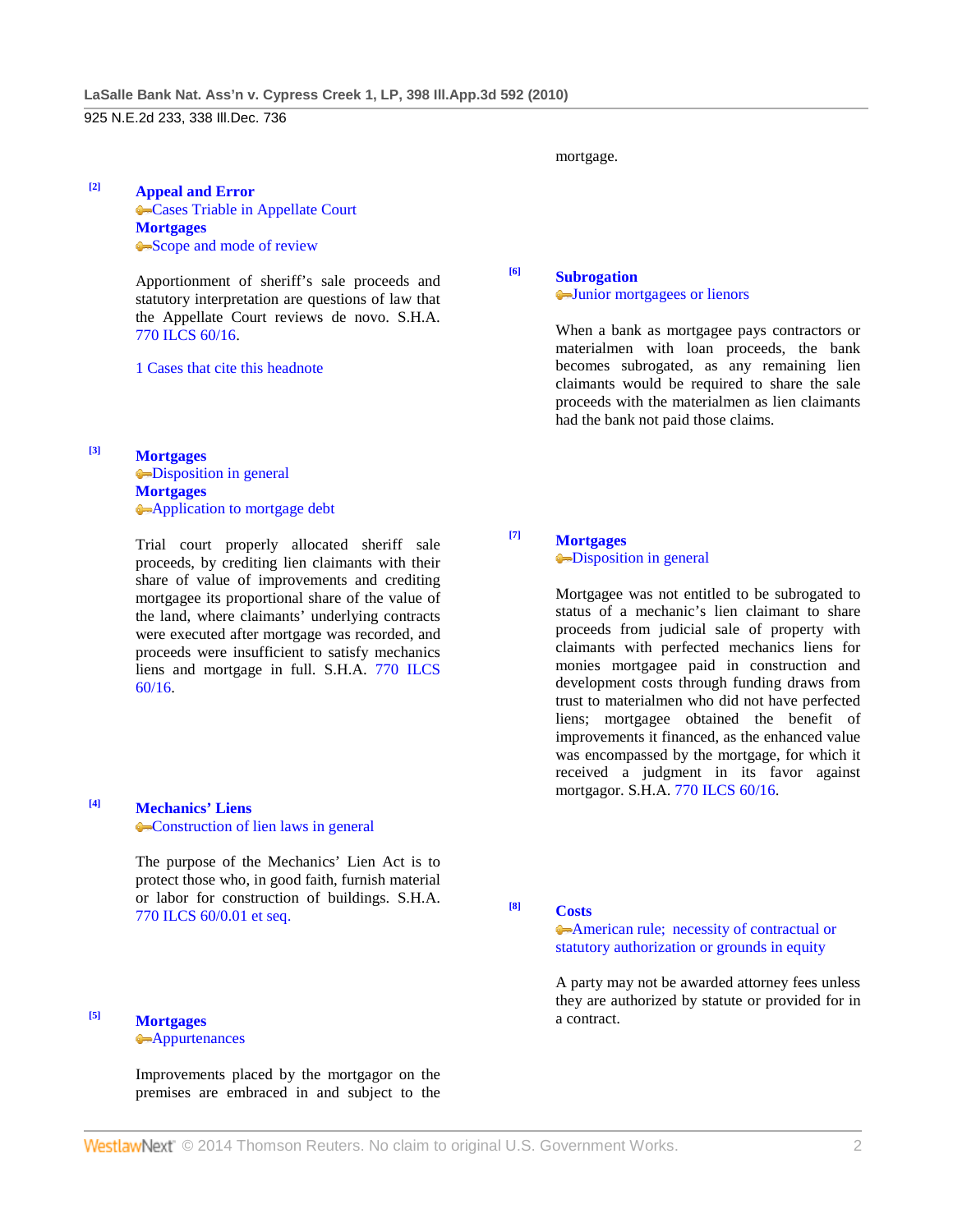mortgage.

[2] **Appeal and Error**
Cases Triable in Appellate Court
**Mortgages**
Scope and mode of review

Apportionment of sheriff's sale proceeds and statutory interpretation are questions of law that the Appellate Court reviews de novo. S.H.A. 770 ILCS 60/16.

1 Cases that cite this headnote

[3] **Mortgages**
Disposition in general
**Mortgages**
Application to mortgage debt

Trial court properly allocated sheriff sale proceeds, by crediting lien claimants with their share of value of improvements and crediting mortgagee its proportional share of the value of the land, where claimants' underlying contracts were executed after mortgage was recorded, and proceeds were insufficient to satisfy mechanics liens and mortgage in full. S.H.A. 770 ILCS 60/16.

[4] **Mechanics' Liens**
Construction of lien laws in general

The purpose of the Mechanics' Lien Act is to protect those who, in good faith, furnish material or labor for construction of buildings. S.H.A. 770 ILCS 60/0.01 et seq.

[5] **Mortgages**
Appurtenances

Improvements placed by the mortgagor on the premises are embraced in and subject to the mortgage.

[6] **Subrogation**
Junior mortgagees or lienors

When a bank as mortgagee pays contractors or materialmen with loan proceeds, the bank becomes subrogated, as any remaining lien claimants would be required to share the sale proceeds with the materialmen as lien claimants had the bank not paid those claims.

[7] **Mortgages**
Disposition in general

Mortgagee was not entitled to be subrogated to status of a mechanic's lien claimant to share proceeds from judicial sale of property with claimants with perfected mechanics liens for monies mortgagee paid in construction and development costs through funding draws from trust to materialmen who did not have perfected liens; mortgagee obtained the benefit of improvements it financed, as the enhanced value was encompassed by the mortgage, for which it received a judgment in its favor against mortgagor. S.H.A. 770 ILCS 60/16.

[8] **Costs**
American rule; necessity of contractual or statutory authorization or grounds in equity

A party may not be awarded attorney fees unless they are authorized by statute or provided for in a contract.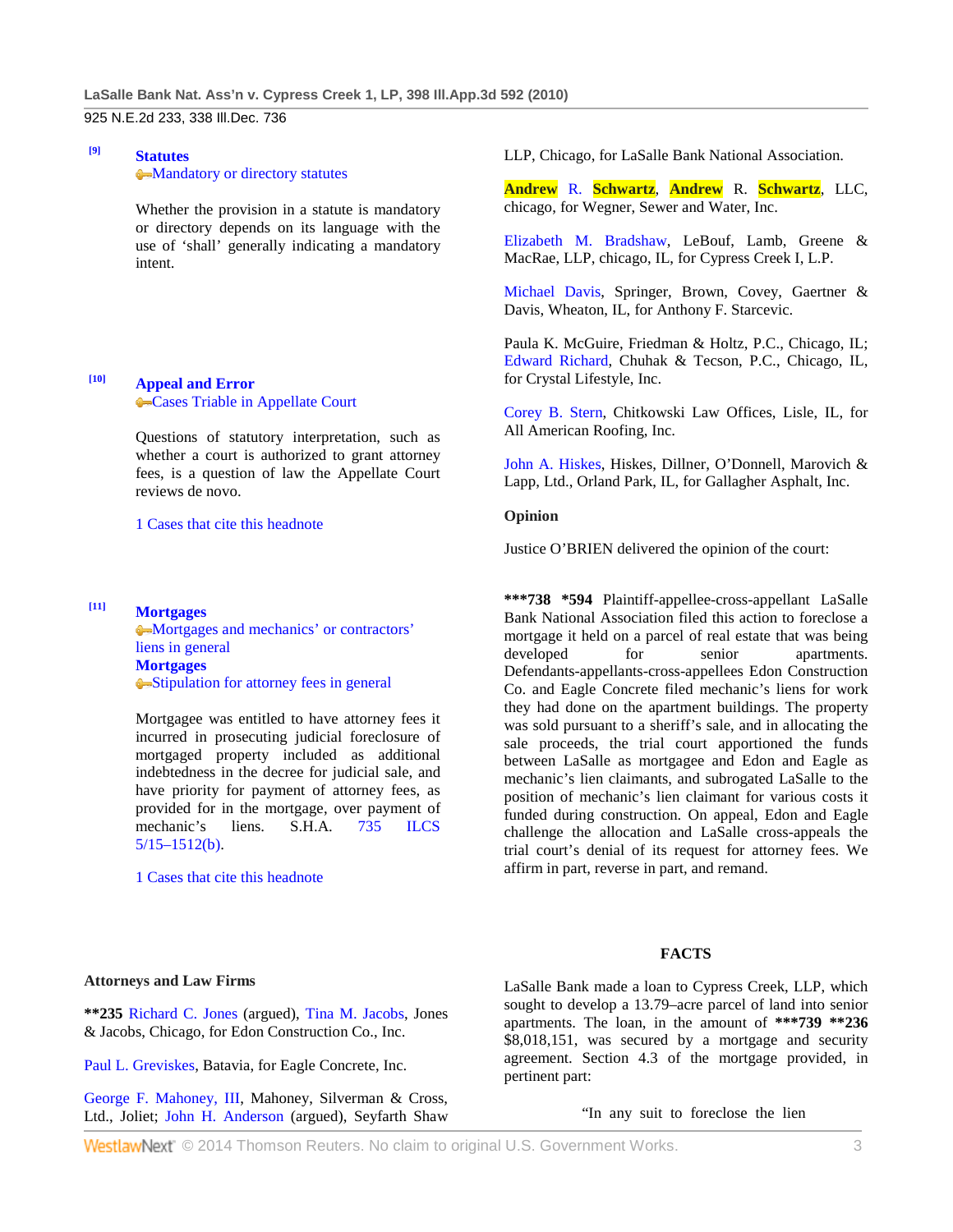[9] **Statutes**
Mandatory or directory statutes

Whether the provision in a statute is mandatory or directory depends on its language with the use of 'shall' generally indicating a mandatory intent.

[10] **Appeal and Error**
Cases Triable in Appellate Court

Questions of statutory interpretation, such as whether a court is authorized to grant attorney fees, is a question of law the Appellate Court reviews de novo.

1 Cases that cite this headnote

[11] **Mortgages**
Mortgages and mechanics' or contractors' liens in general
**Mortgages**
Stipulation for attorney fees in general

Mortgagee was entitled to have attorney fees it incurred in prosecuting judicial foreclosure of mortgaged property included as additional indebtedness in the decree for judicial sale, and have priority for payment of attorney fees, as provided for in the mortgage, over payment of mechanic's liens. S.H.A. 735 ILCS 5/15–1512(b).

1 Cases that cite this headnote

**Attorneys and Law Firms**

**\*\*235** Richard C. Jones (argued), Tina M. Jacobs, Jones & Jacobs, Chicago, for Edon Construction Co., Inc.

Paul L. Greviskes, Batavia, for Eagle Concrete, Inc.

George F. Mahoney, III, Mahoney, Silverman & Cross, Ltd., Joliet; John H. Anderson (argued), Seyfarth Shaw LLP, Chicago, for LaSalle Bank National Association.

Andrew R. Schwartz, Andrew R. Schwartz, LLC, chicago, for Wegner, Sewer and Water, Inc.

Elizabeth M. Bradshaw, LeBouf, Lamb, Greene & MacRae, LLP, chicago, IL, for Cypress Creek I, L.P.

Michael Davis, Springer, Brown, Covey, Gaertner & Davis, Wheaton, IL, for Anthony F. Starcevic.

Paula K. McGuire, Friedman & Holtz, P.C., Chicago, IL; Edward Richard, Chuhak & Tecson, P.C., Chicago, IL, for Crystal Lifestyle, Inc.

Corey B. Stern, Chitkowski Law Offices, Lisle, IL, for All American Roofing, Inc.

John A. Hiskes, Hiskes, Dillner, O'Donnell, Marovich & Lapp, Ltd., Orland Park, IL, for Gallagher Asphalt, Inc.

**Opinion**

Justice O'BRIEN delivered the opinion of the court:

**\*\*\*738 \*594** Plaintiff-appellee-cross-appellant LaSalle Bank National Association filed this action to foreclose a mortgage it held on a parcel of real estate that was being developed for senior apartments. Defendants-appellants-cross-appellees Edon Construction Co. and Eagle Concrete filed mechanic's liens for work they had done on the apartment buildings. The property was sold pursuant to a sheriff's sale, and in allocating the sale proceeds, the trial court apportioned the funds between LaSalle as mortgagee and Edon and Eagle as mechanic's lien claimants, and subrogated LaSalle to the position of mechanic's lien claimant for various costs it funded during construction. On appeal, Edon and Eagle challenge the allocation and LaSalle cross-appeals the trial court's denial of its request for attorney fees. We affirm in part, reverse in part, and remand.

**FACTS**

LaSalle Bank made a loan to Cypress Creek, LLP, which sought to develop a 13.79–acre parcel of land into senior apartments. The loan, in the amount of **\*\*\*739 \*\*236** $8,018,151, was secured by a mortgage and security agreement. Section 4.3 of the mortgage provided, in pertinent part:

"In any suit to foreclose the lien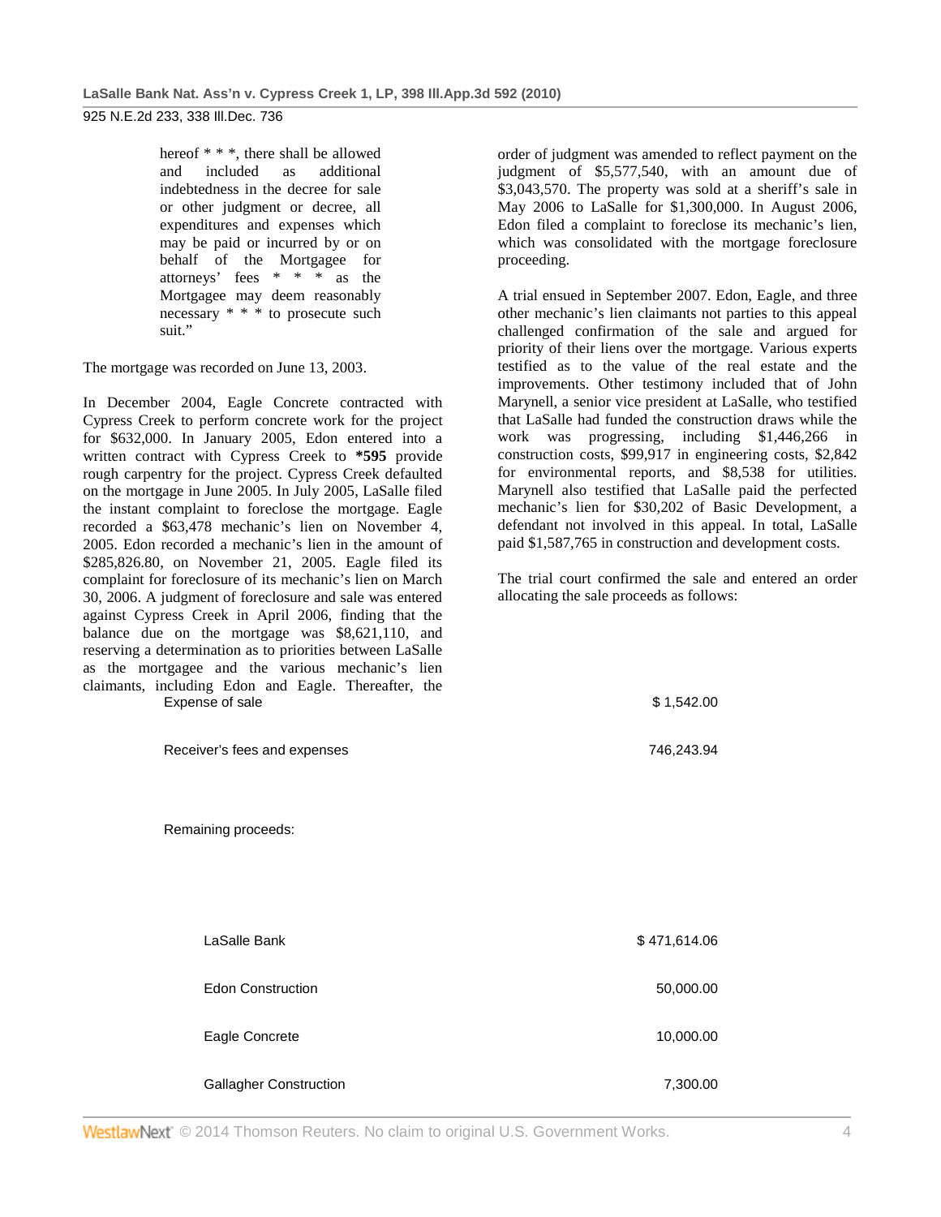> hereof * * *, there shall be allowed and included as additional indebtedness in the decree for sale or other judgment or decree, all expenditures and expenses which may be paid or incurred by or on behalf of the Mortgagee for attorneys' fees * * * as the Mortgagee may deem reasonably necessary * * * to prosecute such suit."

The mortgage was recorded on June 13, 2003.

In December 2004, Eagle Concrete contracted with Cypress Creek to perform concrete work for the project for $632,000. In January 2005, Edon entered into a written contract with Cypress Creek to **\*595** provide rough carpentry for the project. Cypress Creek defaulted on the mortgage in June 2005. In July 2005, LaSalle filed the instant complaint to foreclose the mortgage. Eagle recorded a $63,478 mechanic's lien on November 4, 2005. Edon recorded a mechanic's lien in the amount of $285,826.80, on November 21, 2005. Eagle filed its complaint for foreclosure of its mechanic's lien on March 30, 2006. A judgment of foreclosure and sale was entered against Cypress Creek in April 2006, finding that the balance due on the mortgage was $8,621,110, and reserving a determination as to priorities between LaSalle as the mortgagee and the various mechanic's lien claimants, including Edon and Eagle. Thereafter, the order of judgment was amended to reflect payment on the judgment of $5,577,540, with an amount due of $3,043,570. The property was sold at a sheriff's sale in May 2006 to LaSalle for $1,300,000. In August 2006, Edon filed a complaint to foreclose its mechanic's lien, which was consolidated with the mortgage foreclosure proceeding.

A trial ensued in September 2007. Edon, Eagle, and three other mechanic's lien claimants not parties to this appeal challenged confirmation of the sale and argued for priority of their liens over the mortgage. Various experts testified as to the value of the real estate and the improvements. Other testimony included that of John Marynell, a senior vice president at LaSalle, who testified that LaSalle had funded the construction draws while the work was progressing, including $1,446,266 in construction costs, $99,917 in engineering costs, $2,842 for environmental reports, and $8,538 for utilities. Marynell also testified that LaSalle paid the perfected mechanic's lien for $30,202 of Basic Development, a defendant not involved in this appeal. In total, LaSalle paid $1,587,765 in construction and development costs.

The trial court confirmed the sale and entered an order allocating the sale proceeds as follows:

| | |
|---|---|
| Expense of sale | $ 1,542.00 |
| Receiver's fees and expenses | 746,243.94 |
| Remaining proceeds: | |
| LaSalle Bank | $ 471,614.06 |
| Edon Construction | 50,000.00 |
| Eagle Concrete | 10,000.00 |
| Gallagher Construction | 7,300.00 |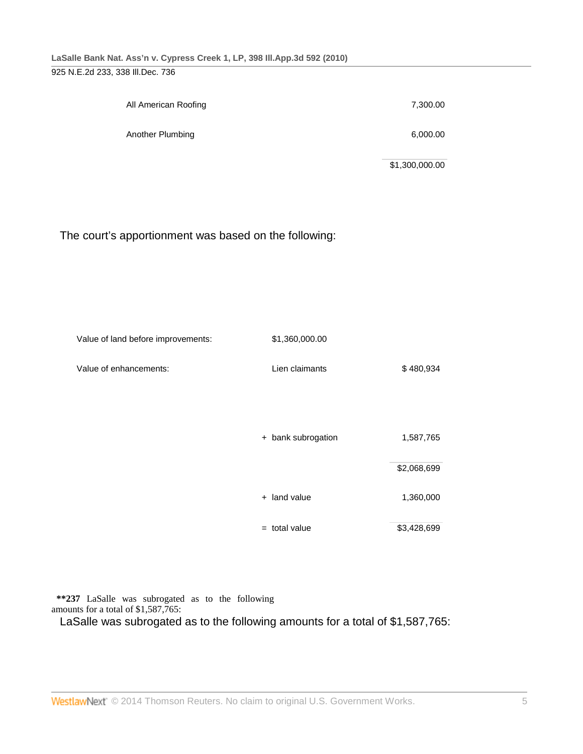| | |
|---|---|
| All American Roofing | 7,300.00 |
| Another Plumbing | 6,000.00 |
| | $1,300,000.00 |

The court's apportionment was based on the following:

| | | |
|---|---|---|
| Value of land before improvements: | $1,360,000.00 | |
| Value of enhancements: | Lien claimants | $ 480,934 |
| | + bank subrogation | 1,587,765 |
| | | $2,068,699 |
| | + land value | 1,360,000 |
| | = total value | $3,428,699 |

**\*\*237** LaSalle was subrogated as to the following amounts for a total of $1,587,765:

LaSalle was subrogated as to the following amounts for a total of $1,587,765: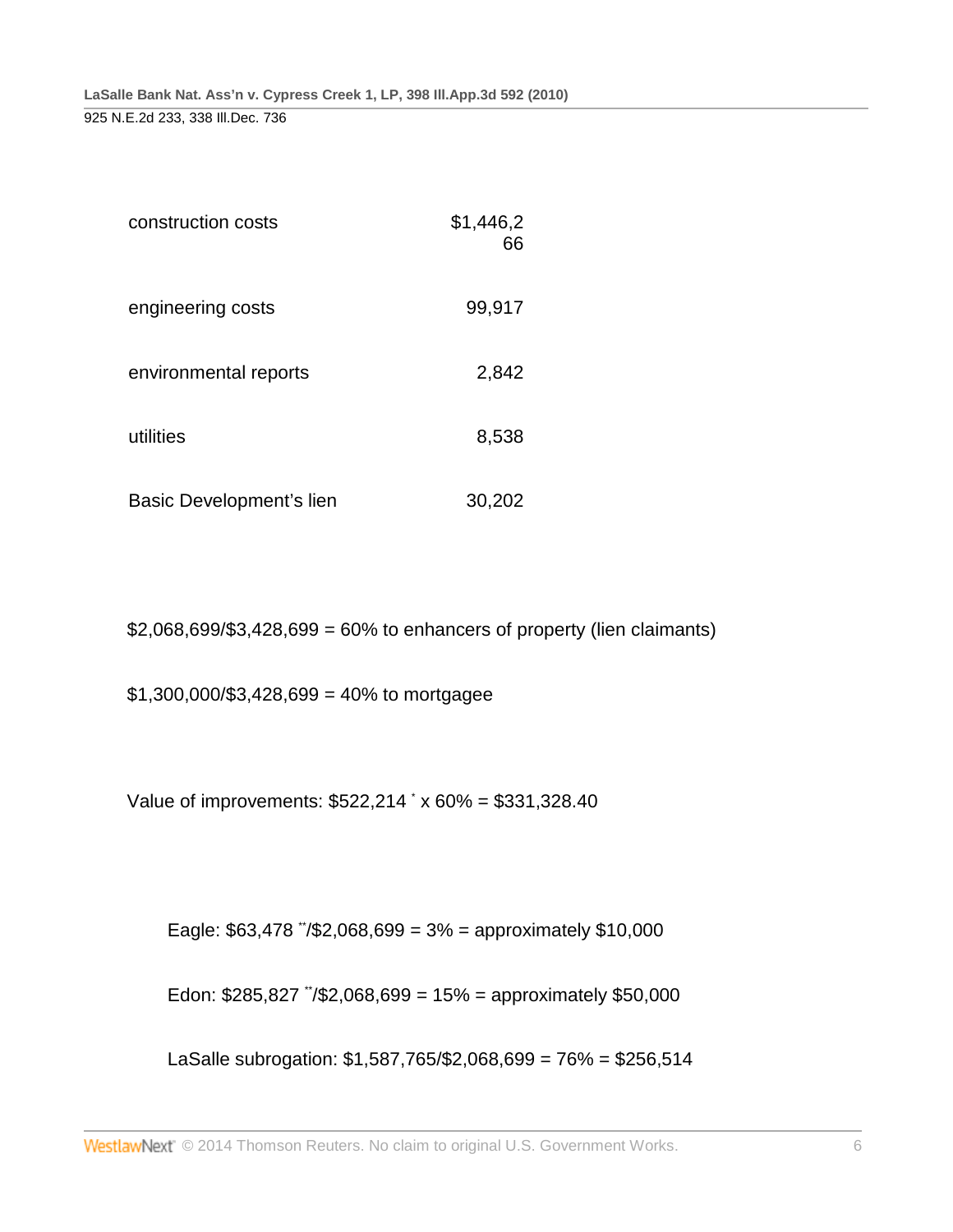| | |
|---|---|
| construction costs | $1,446,266 |
| engineering costs | 99,917 |
| environmental reports | 2,842 |
| utilities | 8,538 |
| Basic Development's lien | 30,202 |

$2,068,699/$3,428,699 = 60% to enhancers of property (lien claimants)

$1,300,000/$3,428,699 = 40% to mortgagee

Value of improvements: $522,214 * x 60% = $331,328.40

Eagle: $63,478 **/$2,068,699 = 3% = approximately $10,000

Edon: $285,827 **/$2,068,699 = 15% = approximately $50,000

LaSalle subrogation: $1,587,765/$2,068,699 = 76% = $256,514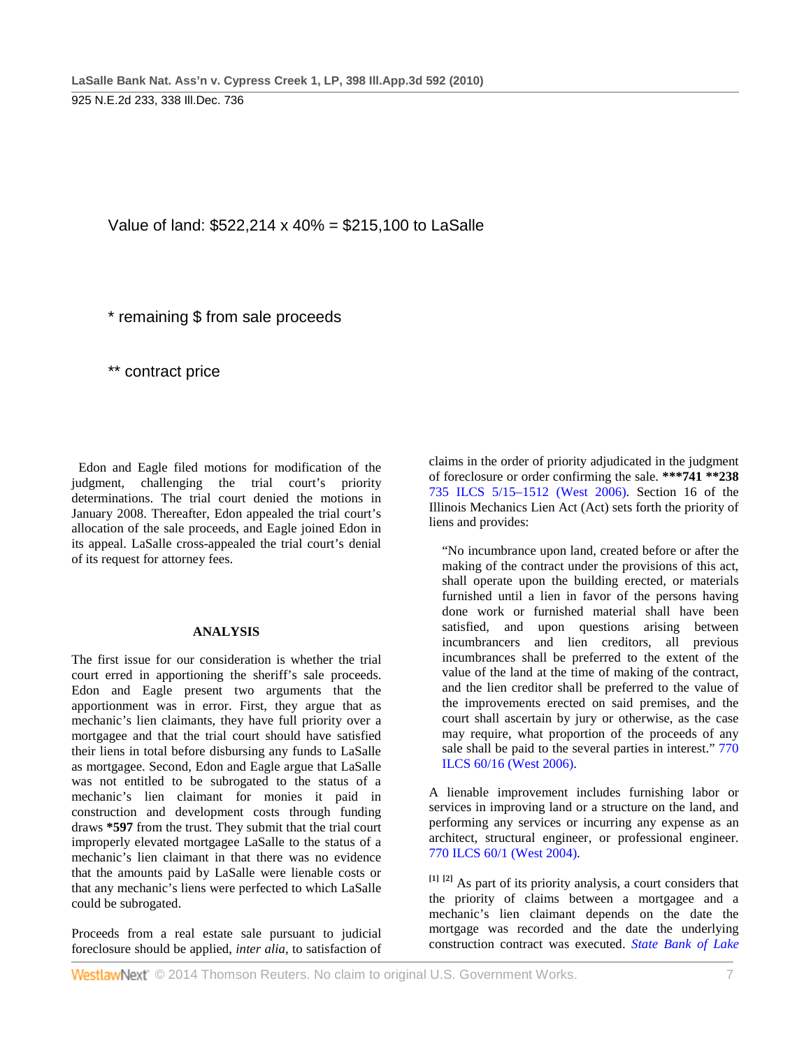Value of land: $522,214 x 40% = $215,100 to LaSalle

* remaining $ from sale proceeds

** contract price

Edon and Eagle filed motions for modification of the judgment, challenging the trial court's priority determinations. The trial court denied the motions in January 2008. Thereafter, Edon appealed the trial court's allocation of the sale proceeds, and Eagle joined Edon in its appeal. LaSalle cross-appealed the trial court's denial of its request for attorney fees.

### ANALYSIS

The first issue for our consideration is whether the trial court erred in apportioning the sheriff's sale proceeds. Edon and Eagle present two arguments that the apportionment was in error. First, they argue that as mechanic's lien claimants, they have full priority over a mortgagee and that the trial court should have satisfied their liens in total before disbursing any funds to LaSalle as mortgagee. Second, Edon and Eagle argue that LaSalle was not entitled to be subrogated to the status of a mechanic's lien claimant for monies it paid in construction and development costs through funding draws **\*597** from the trust. They submit that the trial court improperly elevated mortgagee LaSalle to the status of a mechanic's lien claimant in that there was no evidence that the amounts paid by LaSalle were lienable costs or that any mechanic's liens were perfected to which LaSalle could be subrogated.

Proceeds from a real estate sale pursuant to judicial foreclosure should be applied, *inter alia*, to satisfaction of claims in the order of priority adjudicated in the judgment of foreclosure or order confirming the sale. **\*\*\*741 \*\*238** 735 ILCS 5/15–1512 (West 2006). Section 16 of the Illinois Mechanics Lien Act (Act) sets forth the priority of liens and provides:

> "No incumbrance upon land, created before or after the making of the contract under the provisions of this act, shall operate upon the building erected, or materials furnished until a lien in favor of the persons having done work or furnished material shall have been satisfied, and upon questions arising between incumbrancers and lien creditors, all previous incumbrances shall be preferred to the extent of the value of the land at the time of making of the contract, and the lien creditor shall be preferred to the value of the improvements erected on said premises, and the court shall ascertain by jury or otherwise, as the case may require, what proportion of the proceeds of any sale shall be paid to the several parties in interest." 770 ILCS 60/16 (West 2006).

A lienable improvement includes furnishing labor or services in improving land or a structure on the land, and performing any services or incurring any expense as an architect, structural engineer, or professional engineer. 770 ILCS 60/1 (West 2004).

[1] [2] As part of its priority analysis, a court considers that the priority of claims between a mortgagee and a mechanic's lien claimant depends on the date the mortgage was recorded and the date the underlying construction contract was executed. *State Bank of Lake*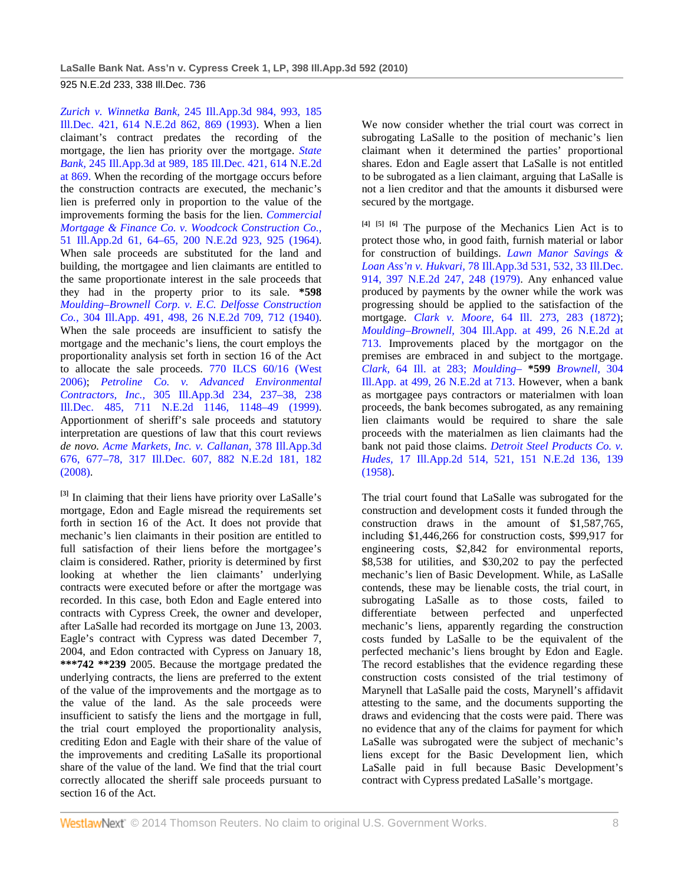*Zurich v. Winnetka Bank,* 245 Ill.App.3d 984, 993, 185 Ill.Dec. 421, 614 N.E.2d 862, 869 (1993). When a lien claimant's contract predates the recording of the mortgage, the lien has priority over the mortgage. *State Bank,* 245 Ill.App.3d at 989, 185 Ill.Dec. 421, 614 N.E.2d at 869. When the recording of the mortgage occurs before the construction contracts are executed, the mechanic's lien is preferred only in proportion to the value of the improvements forming the basis for the lien. *Commercial Mortgage & Finance Co. v. Woodcock Construction Co.,* 51 Ill.App.2d 61, 64–65, 200 N.E.2d 923, 925 (1964). When sale proceeds are substituted for the land and building, the mortgagee and lien claimants are entitled to the same proportionate interest in the sale proceeds that they had in the property prior to its sale. **\*598** *Moulding–Brownell Corp. v. E.C. Delfosse Construction Co.,* 304 Ill.App. 491, 498, 26 N.E.2d 709, 712 (1940). When the sale proceeds are insufficient to satisfy the mortgage and the mechanic's liens, the court employs the proportionality analysis set forth in section 16 of the Act to allocate the sale proceeds. 770 ILCS 60/16 (West 2006); *Petroline Co. v. Advanced Environmental Contractors, Inc.,* 305 Ill.App.3d 234, 237–38, 238 Ill.Dec. 485, 711 N.E.2d 1146, 1148–49 (1999). Apportionment of sheriff's sale proceeds and statutory interpretation are questions of law that this court reviews *de novo.* *Acme Markets, Inc. v. Callanan,* 378 Ill.App.3d 676, 677–78, 317 Ill.Dec. 607, 882 N.E.2d 181, 182 (2008).

[3] In claiming that their liens have priority over LaSalle's mortgage, Edon and Eagle misread the requirements set forth in section 16 of the Act. It does not provide that mechanic's lien claimants in their position are entitled to full satisfaction of their liens before the mortgagee's claim is considered. Rather, priority is determined by first looking at whether the lien claimants' underlying contracts were executed before or after the mortgage was recorded. In this case, both Edon and Eagle entered into contracts with Cypress Creek, the owner and developer, after LaSalle had recorded its mortgage on June 13, 2003. Eagle's contract with Cypress was dated December 7, 2004, and Edon contracted with Cypress on January 18, **\*\*\*742 \*\*239** 2005. Because the mortgage predated the underlying contracts, the liens are preferred to the extent of the value of the improvements and the mortgage as to the value of the land. As the sale proceeds were insufficient to satisfy the liens and the mortgage in full, the trial court employed the proportionality analysis, crediting Edon and Eagle with their share of the value of the improvements and crediting LaSalle its proportional share of the value of the land. We find that the trial court correctly allocated the sheriff sale proceeds pursuant to section 16 of the Act.

We now consider whether the trial court was correct in subrogating LaSalle to the position of mechanic's lien claimant when it determined the parties' proportional shares. Edon and Eagle assert that LaSalle is not entitled to be subrogated as a lien claimant, arguing that LaSalle is not a lien creditor and that the amounts it disbursed were secured by the mortgage.

[4] [5] [6] The purpose of the Mechanics Lien Act is to protect those who, in good faith, furnish material or labor for construction of buildings. *Lawn Manor Savings & Loan Ass'n v. Hukvari,* 78 Ill.App.3d 531, 532, 33 Ill.Dec. 914, 397 N.E.2d 247, 248 (1979). Any enhanced value produced by payments by the owner while the work was progressing should be applied to the satisfaction of the mortgage. *Clark v. Moore,* 64 Ill. 273, 283 (1872); *Moulding–Brownell,* 304 Ill.App. at 499, 26 N.E.2d at 713. Improvements placed by the mortgagor on the premises are embraced in and subject to the mortgage. *Clark,* 64 Ill. at 283; *Moulding–* **\*599** *Brownell,* 304 Ill.App. at 499, 26 N.E.2d at 713. However, when a bank as mortgagee pays contractors or materialmen with loan proceeds, the bank becomes subrogated, as any remaining lien claimants would be required to share the sale proceeds with the materialmen as lien claimants had the bank not paid those claims. *Detroit Steel Products Co. v. Hudes,* 17 Ill.App.2d 514, 521, 151 N.E.2d 136, 139 (1958).

The trial court found that LaSalle was subrogated for the construction and development costs it funded through the construction draws in the amount of $1,587,765, including $1,446,266 for construction costs, $99,917 for engineering costs, $2,842 for environmental reports, $8,538 for utilities, and $30,202 to pay the perfected mechanic's lien of Basic Development. While, as LaSalle contends, these may be lienable costs, the trial court, in subrogating LaSalle as to those costs, failed to differentiate between perfected and unperfected mechanic's liens, apparently regarding the construction costs funded by LaSalle to be the equivalent of the perfected mechanic's liens brought by Edon and Eagle. The record establishes that the evidence regarding these construction costs consisted of the trial testimony of Marynell that LaSalle paid the costs, Marynell's affidavit attesting to the same, and the documents supporting the draws and evidencing that the costs were paid. There was no evidence that any of the claims for payment for which LaSalle was subrogated were the subject of mechanic's liens except for the Basic Development lien, which LaSalle paid in full because Basic Development's contract with Cypress predated LaSalle's mortgage.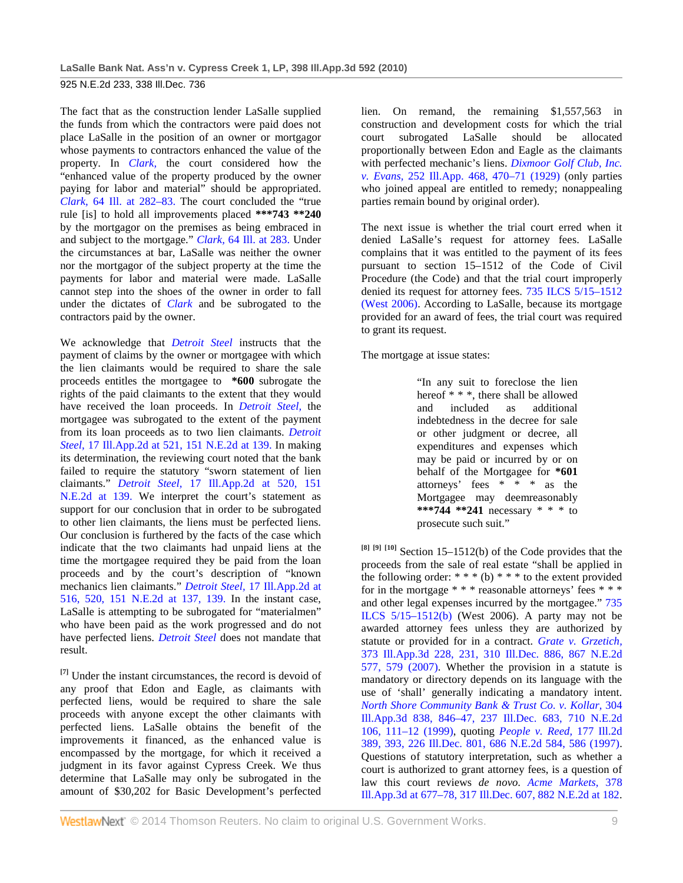The fact that as the construction lender LaSalle supplied the funds from which the contractors were paid does not place LaSalle in the position of an owner or mortgagor whose payments to contractors enhanced the value of the property. In *Clark,* the court considered how the "enhanced value of the property produced by the owner paying for labor and material" should be appropriated. *Clark,* 64 Ill. at 282–83. The court concluded the "true rule [is] to hold all improvements placed ***743 **240 by the mortgagor on the premises as being embraced in and subject to the mortgage." *Clark,* 64 Ill. at 283. Under the circumstances at bar, LaSalle was neither the owner nor the mortgagor of the subject property at the time the payments for labor and material were made. LaSalle cannot step into the shoes of the owner in order to fall under the dictates of *Clark* and be subrogated to the contractors paid by the owner.

We acknowledge that *Detroit Steel* instructs that the payment of claims by the owner or mortgagee with which the lien claimants would be required to share the sale proceeds entitles the mortgagee to **\*600** subrogate the rights of the paid claimants to the extent that they would have received the loan proceeds. In *Detroit Steel,* the mortgagee was subrogated to the extent of the payment from its loan proceeds as to two lien claimants. *Detroit Steel,* 17 Ill.App.2d at 521, 151 N.E.2d at 139. In making its determination, the reviewing court noted that the bank failed to require the statutory "sworn statement of lien claimants." *Detroit Steel,* 17 Ill.App.2d at 520, 151 N.E.2d at 139. We interpret the court's statement as support for our conclusion that in order to be subrogated to other lien claimants, the liens must be perfected liens. Our conclusion is furthered by the facts of the case which indicate that the two claimants had unpaid liens at the time the mortgagee required they be paid from the loan proceeds and by the court's description of "known mechanics lien claimants." *Detroit Steel,* 17 Ill.App.2d at 516, 520, 151 N.E.2d at 137, 139. In the instant case, LaSalle is attempting to be subrogated for "materialmen" who have been paid as the work progressed and do not have perfected liens. *Detroit Steel* does not mandate that result.

[7] Under the instant circumstances, the record is devoid of any proof that Edon and Eagle, as claimants with perfected liens, would be required to share the sale proceeds with anyone except the other claimants with perfected liens. LaSalle obtains the benefit of the improvements it financed, as the enhanced value is encompassed by the mortgage, for which it received a judgment in its favor against Cypress Creek. We thus determine that LaSalle may only be subrogated in the amount of $30,202 for Basic Development's perfected lien. On remand, the remaining $1,557,563 in construction and development costs for which the trial court subrogated LaSalle should be allocated proportionally between Edon and Eagle as the claimants with perfected mechanic's liens. *Dixmoor Golf Club, Inc. v. Evans,* 252 Ill.App. 468, 470–71 (1929) (only parties who joined appeal are entitled to remedy; nonappealing parties remain bound by original order).

The next issue is whether the trial court erred when it denied LaSalle's request for attorney fees. LaSalle complains that it was entitled to the payment of its fees pursuant to section 15–1512 of the Code of Civil Procedure (the Code) and that the trial court improperly denied its request for attorney fees. 735 ILCS 5/15–1512 (West 2006). According to LaSalle, because its mortgage provided for an award of fees, the trial court was required to grant its request.

The mortgage at issue states:

> "In any suit to foreclose the lien hereof * * *, there shall be allowed and included as additional indebtedness in the decree for sale or other judgment or decree, all expenditures and expenses which may be paid or incurred by or on behalf of the Mortgagee for **\*601** attorneys' fees * * * as the Mortgagee may deemreasonably ***744 **241 necessary * * * to prosecute such suit."

[8] [9] [10] Section 15–1512(b) of the Code provides that the proceeds from the sale of real estate "shall be applied in the following order: * * * (b) * * * to the extent provided for in the mortgage * * * reasonable attorneys' fees * * * and other legal expenses incurred by the mortgagee." 735 ILCS 5/15–1512(b) (West 2006). A party may not be awarded attorney fees unless they are authorized by statute or provided for in a contract. *Grate v. Grzetich,* 373 Ill.App.3d 228, 231, 310 Ill.Dec. 886, 867 N.E.2d 577, 579 (2007). Whether the provision in a statute is mandatory or directory depends on its language with the use of 'shall' generally indicating a mandatory intent. *North Shore Community Bank & Trust Co. v. Kollar,* 304 Ill.App.3d 838, 846–47, 237 Ill.Dec. 683, 710 N.E.2d 106, 111–12 (1999), quoting *People v. Reed,* 177 Ill.2d 389, 393, 226 Ill.Dec. 801, 686 N.E.2d 584, 586 (1997). Questions of statutory interpretation, such as whether a court is authorized to grant attorney fees, is a question of law this court reviews *de novo. Acme Markets,* 378 Ill.App.3d at 677–78, 317 Ill.Dec. 607, 882 N.E.2d at 182.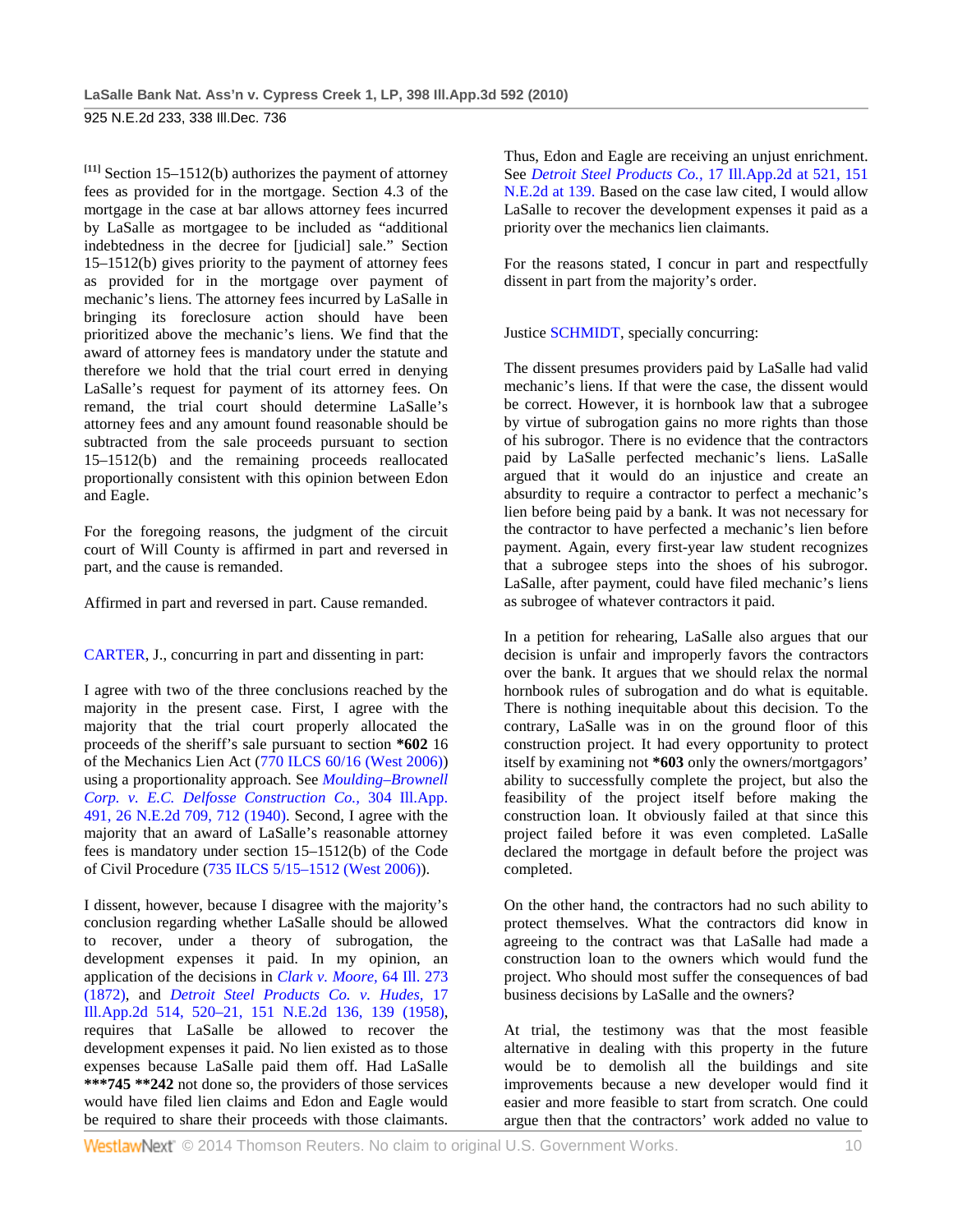[11] Section 15–1512(b) authorizes the payment of attorney fees as provided for in the mortgage. Section 4.3 of the mortgage in the case at bar allows attorney fees incurred by LaSalle as mortgagee to be included as "additional indebtedness in the decree for [judicial] sale." Section 15–1512(b) gives priority to the payment of attorney fees as provided for in the mortgage over payment of mechanic's liens. The attorney fees incurred by LaSalle in bringing its foreclosure action should have been prioritized above the mechanic's liens. We find that the award of attorney fees is mandatory under the statute and therefore we hold that the trial court erred in denying LaSalle's request for payment of its attorney fees. On remand, the trial court should determine LaSalle's attorney fees and any amount found reasonable should be subtracted from the sale proceeds pursuant to section 15–1512(b) and the remaining proceeds reallocated proportionally consistent with this opinion between Edon and Eagle.

For the foregoing reasons, the judgment of the circuit court of Will County is affirmed in part and reversed in part, and the cause is remanded.

Affirmed in part and reversed in part. Cause remanded.

CARTER, J., concurring in part and dissenting in part:

I agree with two of the three conclusions reached by the majority in the present case. First, I agree with the majority that the trial court properly allocated the proceeds of the sheriff's sale pursuant to section **\*602** 16 of the Mechanics Lien Act (770 ILCS 60/16 (West 2006)) using a proportionality approach. See *Moulding–Brownell Corp. v. E.C. Delfosse Construction Co.,* 304 Ill.App. 491, 26 N.E.2d 709, 712 (1940). Second, I agree with the majority that an award of LaSalle's reasonable attorney fees is mandatory under section 15–1512(b) of the Code of Civil Procedure (735 ILCS 5/15–1512 (West 2006)).

I dissent, however, because I disagree with the majority's conclusion regarding whether LaSalle should be allowed to recover, under a theory of subrogation, the development expenses it paid. In my opinion, an application of the decisions in *Clark v. Moore,* 64 Ill. 273 (1872), and *Detroit Steel Products Co. v. Hudes,* 17 Ill.App.2d 514, 520–21, 151 N.E.2d 136, 139 (1958), requires that LaSalle be allowed to recover the development expenses it paid. No lien existed as to those expenses because LaSalle paid them off. Had LaSalle **\*\*\*745 \*\*242** not done so, the providers of those services would have filed lien claims and Edon and Eagle would be required to share their proceeds with those claimants. Thus, Edon and Eagle are receiving an unjust enrichment. See *Detroit Steel Products Co.,* 17 Ill.App.2d at 521, 151 N.E.2d at 139. Based on the case law cited, I would allow LaSalle to recover the development expenses it paid as a priority over the mechanics lien claimants.

For the reasons stated, I concur in part and respectfully dissent in part from the majority's order.

Justice SCHMIDT, specially concurring:

The dissent presumes providers paid by LaSalle had valid mechanic's liens. If that were the case, the dissent would be correct. However, it is hornbook law that a subrogee by virtue of subrogation gains no more rights than those of his subrogor. There is no evidence that the contractors paid by LaSalle perfected mechanic's liens. LaSalle argued that it would do an injustice and create an absurdity to require a contractor to perfect a mechanic's lien before being paid by a bank. It was not necessary for the contractor to have perfected a mechanic's lien before payment. Again, every first-year law student recognizes that a subrogee steps into the shoes of his subrogor. LaSalle, after payment, could have filed mechanic's liens as subrogee of whatever contractors it paid.

In a petition for rehearing, LaSalle also argues that our decision is unfair and improperly favors the contractors over the bank. It argues that we should relax the normal hornbook rules of subrogation and do what is equitable. There is nothing inequitable about this decision. To the contrary, LaSalle was in on the ground floor of this construction project. It had every opportunity to protect itself by examining not **\*603** only the owners/mortgagors' ability to successfully complete the project, but also the feasibility of the project itself before making the construction loan. It obviously failed at that since this project failed before it was even completed. LaSalle declared the mortgage in default before the project was completed.

On the other hand, the contractors had no such ability to protect themselves. What the contractors did know in agreeing to the contract was that LaSalle had made a construction loan to the owners which would fund the project. Who should most suffer the consequences of bad business decisions by LaSalle and the owners?

At trial, the testimony was that the most feasible alternative in dealing with this property in the future would be to demolish all the buildings and site improvements because a new developer would find it easier and more feasible to start from scratch. One could argue then that the contractors' work added no value to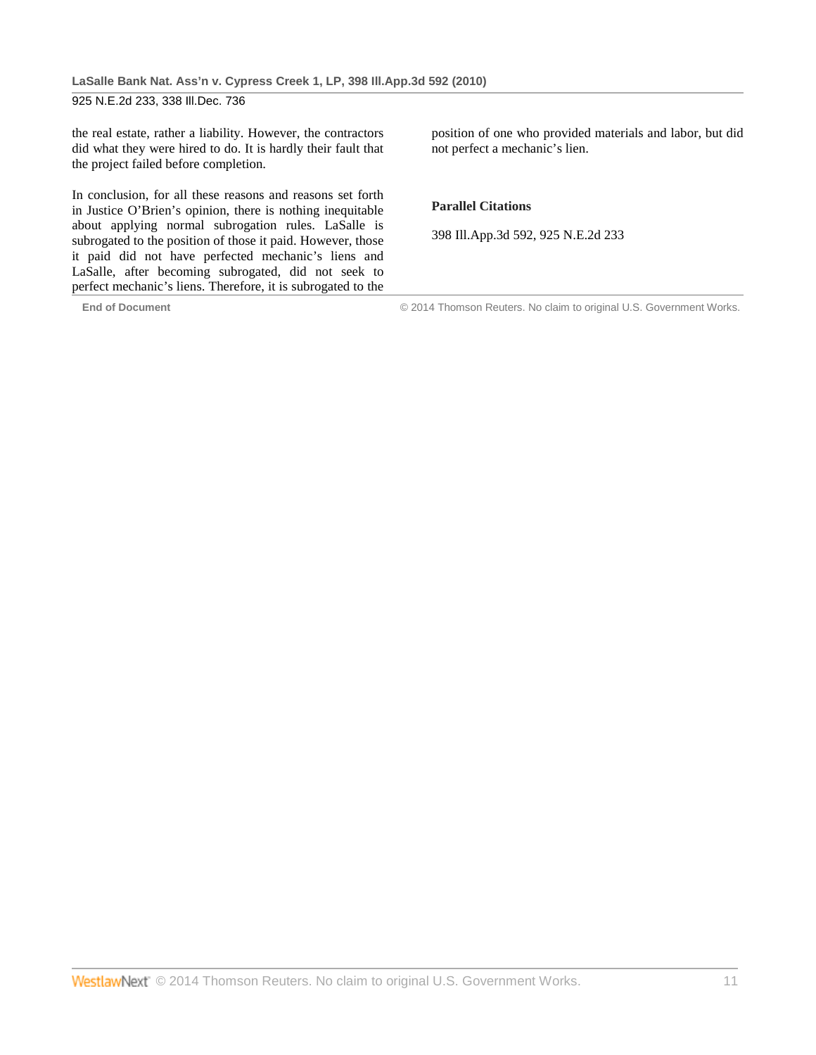the real estate, rather a liability. However, the contractors did what they were hired to do. It is hardly their fault that the project failed before completion.

In conclusion, for all these reasons and reasons set forth in Justice O'Brien's opinion, there is nothing inequitable about applying normal subrogation rules. LaSalle is subrogated to the position of those it paid. However, those it paid did not have perfected mechanic's liens and LaSalle, after becoming subrogated, did not seek to perfect mechanic's liens. Therefore, it is subrogated to the position of one who provided materials and labor, but did not perfect a mechanic's lien.

**Parallel Citations**

398 Ill.App.3d 592, 925 N.E.2d 233

**End of Document**